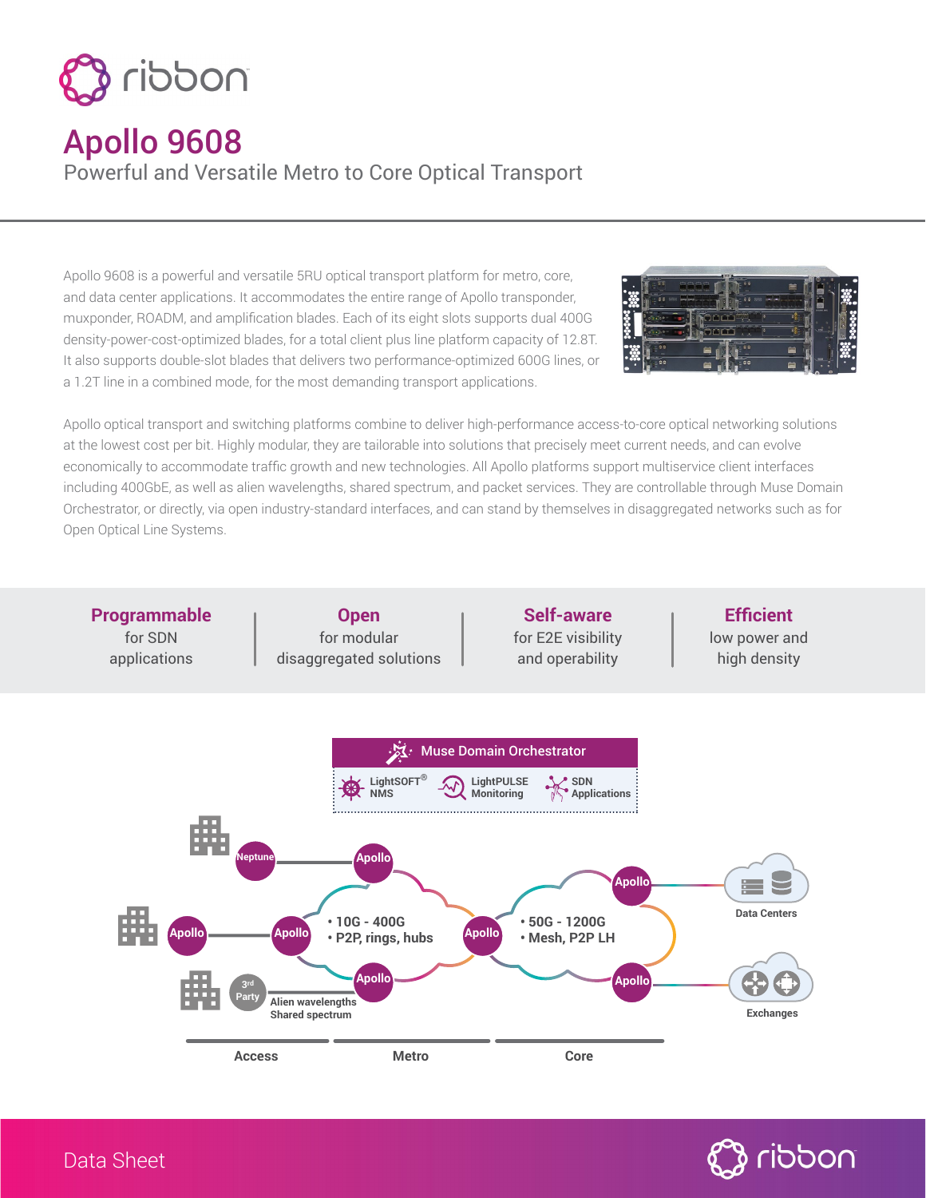# Apollo 9608

Powerful and Versatile Metro to Core Optical Transport

Apollo 9608 is a powerful and versatile 5RU optical transport platform for metro, core, and data center applications. It accommodates the entire range of Apollo transponder, muxponder, ROADM, and amplification blades. Each of its eight slots supports dual 400G density-power-cost-optimized blades, for a total client plus line platform capacity of 12.8T. It also supports double-slot blades that delivers two performance-optimized 600G lines, or a 1.2T line in a combined mode, for the most demanding transport applications.

Apollo optical transport and switching platforms combine to deliver high-performance access-to-core optical networking solutions at the lowest cost per bit. Highly modular, they are tailorable into solutions that precisely meet current needs, and can evolve economically to accommodate traffic growth and new technologies. All Apollo platforms support multiservice client interfaces including 400GbE, as well as alien wavelengths, shared spectrum, and packet services. They are controllable through Muse Domain Orchestrator, or directly, via open industry-standard interfaces, and can stand by themselves in disaggregated networks such as for Open Optical Line Systems.

**Programmable** for SDN applications | **Open** for modular disaggregated solutions | **Self-aware** for E2E visibility and operability | **Efficient** low power and high density

Data Sheet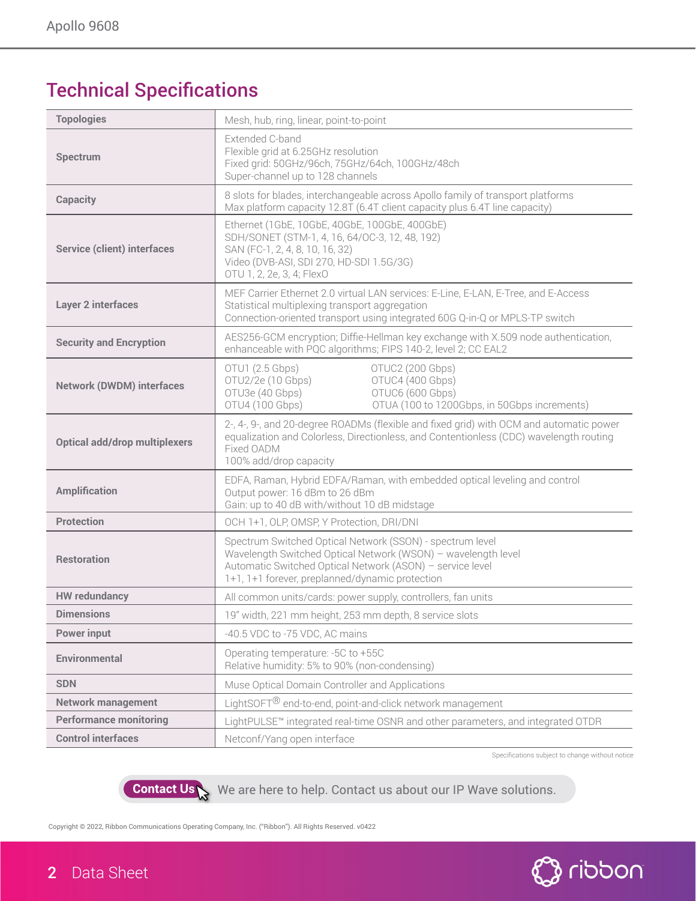## Technical Specifications

| | |
|---|---|
| **Topologies** | Mesh, hub, ring, linear, point-to-point |
| **Spectrum** | Extended C-band<br>Flexible grid at 6.25GHz resolution<br>Fixed grid: 50GHz/96ch, 75GHz/64ch, 100GHz/48ch<br>Super-channel up to 128 channels |
| **Capacity** | 8 slots for blades, interchangeable across Apollo family of transport platforms<br>Max platform capacity 12.8T (6.4T client capacity plus 6.4T line capacity) |
| **Service (client) interfaces** | Ethernet (1GbE, 10GbE, 40GbE, 100GbE, 400GbE)<br>SDH/SONET (STM-1, 4, 16, 64/OC-3, 12, 48, 192)<br>SAN (FC-1, 2, 4, 8, 10, 16, 32)<br>Video (DVB-ASI, SDI 270, HD-SDI 1.5G/3G)<br>OTU 1, 2, 2e, 3, 4; FlexO |
| **Layer 2 interfaces** | MEF Carrier Ethernet 2.0 virtual LAN services: E-Line, E-LAN, E-Tree, and E-Access<br>Statistical multiplexing transport aggregation<br>Connection-oriented transport using integrated 60G Q-in-Q or MPLS-TP switch |
| **Security and Encryption** | AES256-GCM encryption; Diffie-Hellman key exchange with X.509 node authentication, enhanceable with PQC algorithms; FIPS 140-2, level 2; CC EAL2 |
| **Network (DWDM) interfaces** | OTU1 (2.5 Gbps)<br>OTU2/2e (10 Gbps)<br>OTU3e (40 Gbps)<br>OTU4 (100 Gbps)<br>OTUC2 (200 Gbps)<br>OTUC4 (400 Gbps)<br>OTUC6 (600 Gbps)<br>OTUA (100 to 1200Gbps, in 50Gbps increments) |
| **Optical add/drop multiplexers** | 2-, 4-, 9-, and 20-degree ROADMs (flexible and fixed grid) with OCM and automatic power equalization and Colorless, Directionless, and Contentionless (CDC) wavelength routing<br>Fixed OADM<br>100% add/drop capacity |
| **Amplification** | EDFA, Raman, Hybrid EDFA/Raman, with embedded optical leveling and control<br>Output power: 16 dBm to 26 dBm<br>Gain: up to 40 dB with/without 10 dB midstage |
| **Protection** | OCH 1+1, OLP, OMSP, Y Protection, DRI/DNI |
| **Restoration** | Spectrum Switched Optical Network (SSON) - spectrum level<br>Wavelength Switched Optical Network (WSON) – wavelength level<br>Automatic Switched Optical Network (ASON) – service level<br>1+1, 1+1 forever, preplanned/dynamic protection |
| **HW redundancy** | All common units/cards: power supply, controllers, fan units |
| **Dimensions** | 19” width, 221 mm height, 253 mm depth, 8 service slots |
| **Power input** | -40.5 VDC to -75 VDC, AC mains |
| **Environmental** | Operating temperature: -5C to +55C<br>Relative humidity: 5% to 90% (non-condensing) |
| **SDN** | Muse Optical Domain Controller and Applications |
| **Network management** | LightSOFT® end-to-end, point-and-click network management |
| **Performance monitoring** | LightPULSE™ integrated real-time OSNR and other parameters, and integrated OTDR |
| **Control interfaces** | Netconf/Yang open interface |

Specifications subject to change without notice

**Contact Us** We are here to help. Contact us about our IP Wave solutions.

Copyright © 2022, Ribbon Communications Operating Company, Inc. ("Ribbon"). All Rights Reserved. v0422